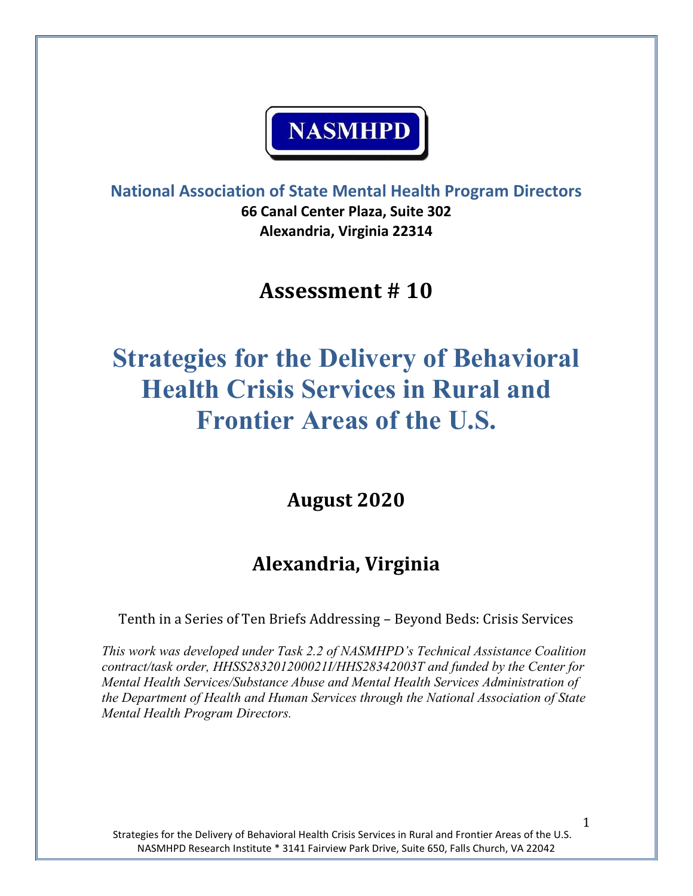NASMHPD

**National Association of State Mental Health Program Directors**

**66 Canal Center Plaza, Suite 302**
**Alexandria, Virginia 22314**

## Assessment # 10

# Strategies for the Delivery of Behavioral Health Crisis Services in Rural and Frontier Areas of the U.S.

## August 2020

## Alexandria, Virginia

Tenth in a Series of Ten Briefs Addressing – Beyond Beds: Crisis Services

*This work was developed under Task 2.2 of NASMHPD's Technical Assistance Coalition contract/task order, HHSS283201200021I/HHS28342003T and funded by the Center for Mental Health Services/Substance Abuse and Mental Health Services Administration of the Department of Health and Human Services through the National Association of State Mental Health Program Directors.*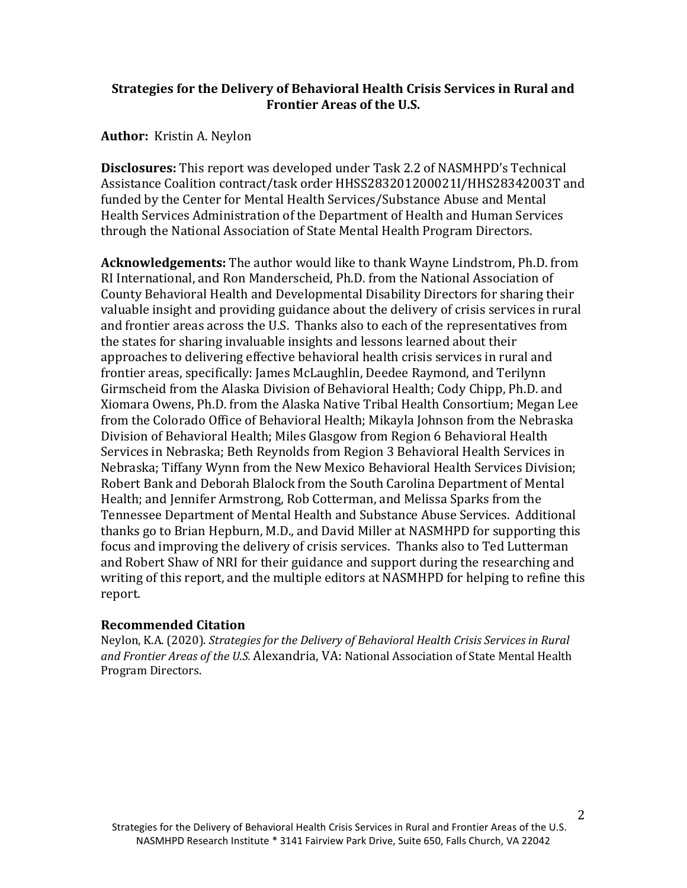**Strategies for the Delivery of Behavioral Health Crisis Services in Rural and Frontier Areas of the U.S.**

**Author:** Kristin A. Neylon

**Disclosures:** This report was developed under Task 2.2 of NASMHPD's Technical Assistance Coalition contract/task order HHSS283201200021I/HHS28342003T and funded by the Center for Mental Health Services/Substance Abuse and Mental Health Services Administration of the Department of Health and Human Services through the National Association of State Mental Health Program Directors.

**Acknowledgements:** The author would like to thank Wayne Lindstrom, Ph.D. from RI International, and Ron Manderscheid, Ph.D. from the National Association of County Behavioral Health and Developmental Disability Directors for sharing their valuable insight and providing guidance about the delivery of crisis services in rural and frontier areas across the U.S. Thanks also to each of the representatives from the states for sharing invaluable insights and lessons learned about their approaches to delivering effective behavioral health crisis services in rural and frontier areas, specifically: James McLaughlin, Deedee Raymond, and Terilynn Girmscheid from the Alaska Division of Behavioral Health; Cody Chipp, Ph.D. and Xiomara Owens, Ph.D. from the Alaska Native Tribal Health Consortium; Megan Lee from the Colorado Office of Behavioral Health; Mikayla Johnson from the Nebraska Division of Behavioral Health; Miles Glasgow from Region 6 Behavioral Health Services in Nebraska; Beth Reynolds from Region 3 Behavioral Health Services in Nebraska; Tiffany Wynn from the New Mexico Behavioral Health Services Division; Robert Bank and Deborah Blalock from the South Carolina Department of Mental Health; and Jennifer Armstrong, Rob Cotterman, and Melissa Sparks from the Tennessee Department of Mental Health and Substance Abuse Services. Additional thanks go to Brian Hepburn, M.D., and David Miller at NASMHPD for supporting this focus and improving the delivery of crisis services. Thanks also to Ted Lutterman and Robert Shaw of NRI for their guidance and support during the researching and writing of this report, and the multiple editors at NASMHPD for helping to refine this report.

**Recommended Citation**

Neylon, K.A. (2020). *Strategies for the Delivery of Behavioral Health Crisis Services in Rural and Frontier Areas of the U.S.* Alexandria, VA: National Association of State Mental Health Program Directors.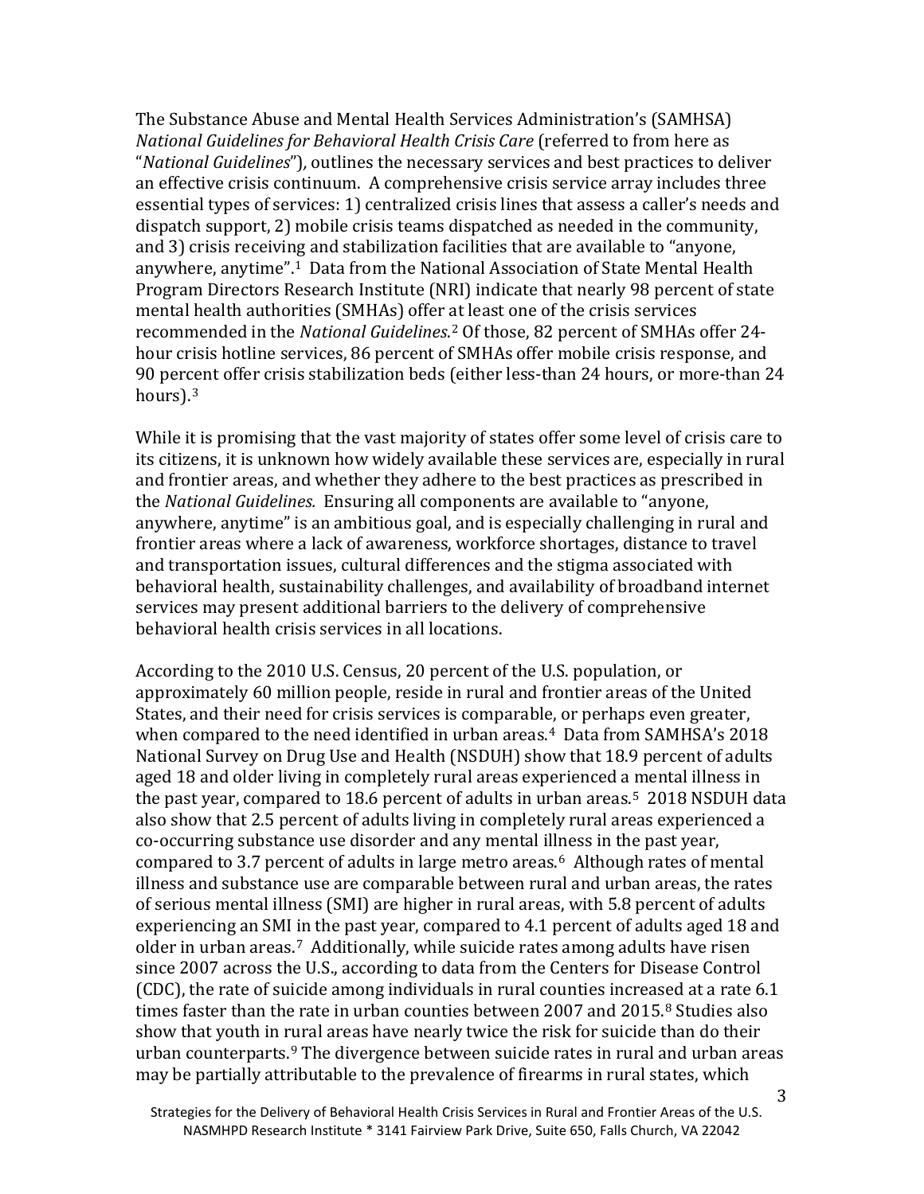The Substance Abuse and Mental Health Services Administration's (SAMHSA) *National Guidelines for Behavioral Health Crisis Care* (referred to from here as "*National Guidelines*"), outlines the necessary services and best practices to deliver an effective crisis continuum. A comprehensive crisis service array includes three essential types of services: 1) centralized crisis lines that assess a caller's needs and dispatch support, 2) mobile crisis teams dispatched as needed in the community, and 3) crisis receiving and stabilization facilities that are available to "anyone, anywhere, anytime".[1] Data from the National Association of State Mental Health Program Directors Research Institute (NRI) indicate that nearly 98 percent of state mental health authorities (SMHAs) offer at least one of the crisis services recommended in the *National Guidelines*.[2] Of those, 82 percent of SMHAs offer 24-hour crisis hotline services, 86 percent of SMHAs offer mobile crisis response, and 90 percent offer crisis stabilization beds (either less-than 24 hours, or more-than 24 hours).[3]

While it is promising that the vast majority of states offer some level of crisis care to its citizens, it is unknown how widely available these services are, especially in rural and frontier areas, and whether they adhere to the best practices as prescribed in the *National Guidelines.* Ensuring all components are available to "anyone, anywhere, anytime" is an ambitious goal, and is especially challenging in rural and frontier areas where a lack of awareness, workforce shortages, distance to travel and transportation issues, cultural differences and the stigma associated with behavioral health, sustainability challenges, and availability of broadband internet services may present additional barriers to the delivery of comprehensive behavioral health crisis services in all locations.

According to the 2010 U.S. Census, 20 percent of the U.S. population, or approximately 60 million people, reside in rural and frontier areas of the United States, and their need for crisis services is comparable, or perhaps even greater, when compared to the need identified in urban areas.[4] Data from SAMHSA's 2018 National Survey on Drug Use and Health (NSDUH) show that 18.9 percent of adults aged 18 and older living in completely rural areas experienced a mental illness in the past year, compared to 18.6 percent of adults in urban areas.[5] 2018 NSDUH data also show that 2.5 percent of adults living in completely rural areas experienced a co-occurring substance use disorder and any mental illness in the past year, compared to 3.7 percent of adults in large metro areas.[6] Although rates of mental illness and substance use are comparable between rural and urban areas, the rates of serious mental illness (SMI) are higher in rural areas, with 5.8 percent of adults experiencing an SMI in the past year, compared to 4.1 percent of adults aged 18 and older in urban areas.[7] Additionally, while suicide rates among adults have risen since 2007 across the U.S., according to data from the Centers for Disease Control (CDC), the rate of suicide among individuals in rural counties increased at a rate 6.1 times faster than the rate in urban counties between 2007 and 2015.[8] Studies also show that youth in rural areas have nearly twice the risk for suicide than do their urban counterparts.[9] The divergence between suicide rates in rural and urban areas may be partially attributable to the prevalence of firearms in rural states, which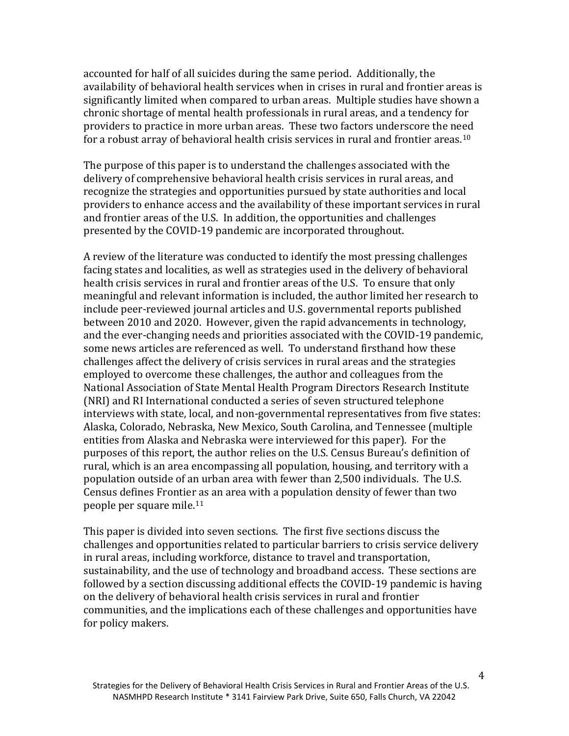accounted for half of all suicides during the same period. Additionally, the availability of behavioral health services when in crises in rural and frontier areas is significantly limited when compared to urban areas. Multiple studies have shown a chronic shortage of mental health professionals in rural areas, and a tendency for providers to practice in more urban areas. These two factors underscore the need for a robust array of behavioral health crisis services in rural and frontier areas.[10]

The purpose of this paper is to understand the challenges associated with the delivery of comprehensive behavioral health crisis services in rural areas, and recognize the strategies and opportunities pursued by state authorities and local providers to enhance access and the availability of these important services in rural and frontier areas of the U.S. In addition, the opportunities and challenges presented by the COVID-19 pandemic are incorporated throughout.

A review of the literature was conducted to identify the most pressing challenges facing states and localities, as well as strategies used in the delivery of behavioral health crisis services in rural and frontier areas of the U.S. To ensure that only meaningful and relevant information is included, the author limited her research to include peer-reviewed journal articles and U.S. governmental reports published between 2010 and 2020. However, given the rapid advancements in technology, and the ever-changing needs and priorities associated with the COVID-19 pandemic, some news articles are referenced as well. To understand firsthand how these challenges affect the delivery of crisis services in rural areas and the strategies employed to overcome these challenges, the author and colleagues from the National Association of State Mental Health Program Directors Research Institute (NRI) and RI International conducted a series of seven structured telephone interviews with state, local, and non-governmental representatives from five states: Alaska, Colorado, Nebraska, New Mexico, South Carolina, and Tennessee (multiple entities from Alaska and Nebraska were interviewed for this paper). For the purposes of this report, the author relies on the U.S. Census Bureau's definition of rural, which is an area encompassing all population, housing, and territory with a population outside of an urban area with fewer than 2,500 individuals. The U.S. Census defines Frontier as an area with a population density of fewer than two people per square mile.[11]

This paper is divided into seven sections. The first five sections discuss the challenges and opportunities related to particular barriers to crisis service delivery in rural areas, including workforce, distance to travel and transportation, sustainability, and the use of technology and broadband access. These sections are followed by a section discussing additional effects the COVID-19 pandemic is having on the delivery of behavioral health crisis services in rural and frontier communities, and the implications each of these challenges and opportunities have for policy makers.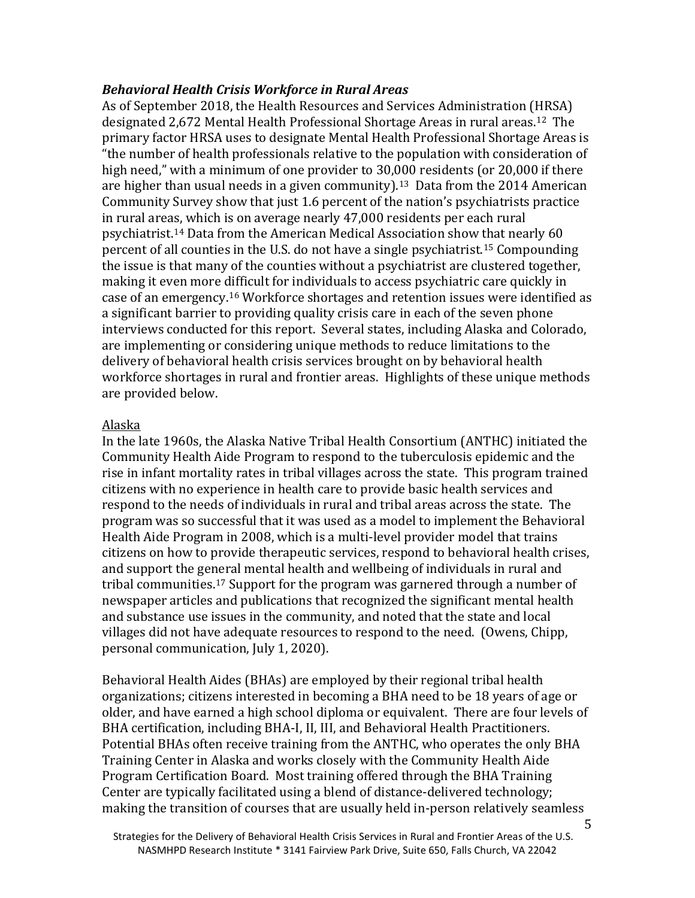### *Behavioral Health Crisis Workforce in Rural Areas*

As of September 2018, the Health Resources and Services Administration (HRSA) designated 2,672 Mental Health Professional Shortage Areas in rural areas.[12] The primary factor HRSA uses to designate Mental Health Professional Shortage Areas is "the number of health professionals relative to the population with consideration of high need," with a minimum of one provider to 30,000 residents (or 20,000 if there are higher than usual needs in a given community).[13] Data from the 2014 American Community Survey show that just 1.6 percent of the nation's psychiatrists practice in rural areas, which is on average nearly 47,000 residents per each rural psychiatrist.[14] Data from the American Medical Association show that nearly 60 percent of all counties in the U.S. do not have a single psychiatrist.[15] Compounding the issue is that many of the counties without a psychiatrist are clustered together, making it even more difficult for individuals to access psychiatric care quickly in case of an emergency.[16] Workforce shortages and retention issues were identified as a significant barrier to providing quality crisis care in each of the seven phone interviews conducted for this report. Several states, including Alaska and Colorado, are implementing or considering unique methods to reduce limitations to the delivery of behavioral health crisis services brought on by behavioral health workforce shortages in rural and frontier areas. Highlights of these unique methods are provided below.

<u>Alaska</u>

In the late 1960s, the Alaska Native Tribal Health Consortium (ANTHC) initiated the Community Health Aide Program to respond to the tuberculosis epidemic and the rise in infant mortality rates in tribal villages across the state. This program trained citizens with no experience in health care to provide basic health services and respond to the needs of individuals in rural and tribal areas across the state. The program was so successful that it was used as a model to implement the Behavioral Health Aide Program in 2008, which is a multi-level provider model that trains citizens on how to provide therapeutic services, respond to behavioral health crises, and support the general mental health and wellbeing of individuals in rural and tribal communities.[17] Support for the program was garnered through a number of newspaper articles and publications that recognized the significant mental health and substance use issues in the community, and noted that the state and local villages did not have adequate resources to respond to the need. (Owens, Chipp, personal communication, July 1, 2020).

Behavioral Health Aides (BHAs) are employed by their regional tribal health organizations; citizens interested in becoming a BHA need to be 18 years of age or older, and have earned a high school diploma or equivalent. There are four levels of BHA certification, including BHA-I, II, III, and Behavioral Health Practitioners. Potential BHAs often receive training from the ANTHC, who operates the only BHA Training Center in Alaska and works closely with the Community Health Aide Program Certification Board. Most training offered through the BHA Training Center are typically facilitated using a blend of distance-delivered technology; making the transition of courses that are usually held in-person relatively seamless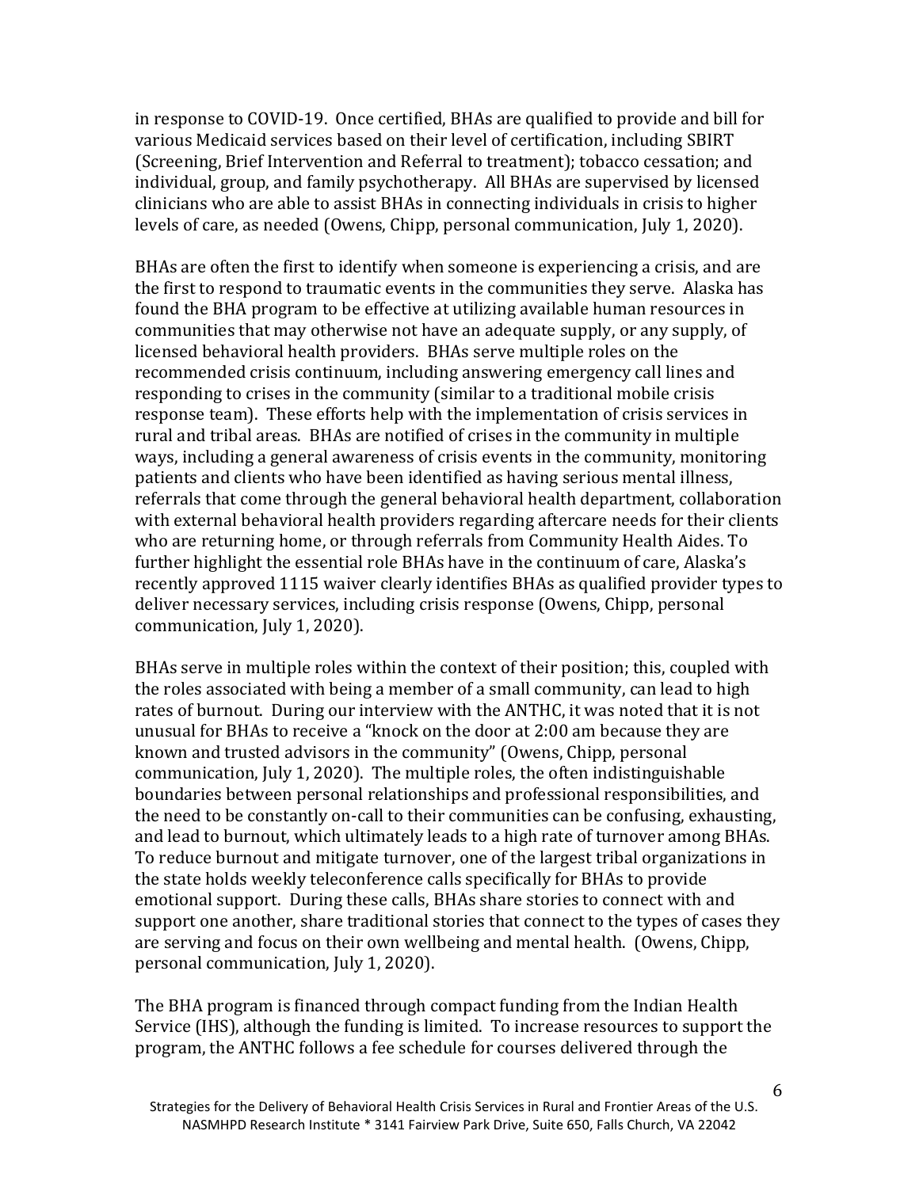in response to COVID-19. Once certified, BHAs are qualified to provide and bill for various Medicaid services based on their level of certification, including SBIRT (Screening, Brief Intervention and Referral to treatment); tobacco cessation; and individual, group, and family psychotherapy. All BHAs are supervised by licensed clinicians who are able to assist BHAs in connecting individuals in crisis to higher levels of care, as needed (Owens, Chipp, personal communication, July 1, 2020).

BHAs are often the first to identify when someone is experiencing a crisis, and are the first to respond to traumatic events in the communities they serve. Alaska has found the BHA program to be effective at utilizing available human resources in communities that may otherwise not have an adequate supply, or any supply, of licensed behavioral health providers. BHAs serve multiple roles on the recommended crisis continuum, including answering emergency call lines and responding to crises in the community (similar to a traditional mobile crisis response team). These efforts help with the implementation of crisis services in rural and tribal areas. BHAs are notified of crises in the community in multiple ways, including a general awareness of crisis events in the community, monitoring patients and clients who have been identified as having serious mental illness, referrals that come through the general behavioral health department, collaboration with external behavioral health providers regarding aftercare needs for their clients who are returning home, or through referrals from Community Health Aides. To further highlight the essential role BHAs have in the continuum of care, Alaska's recently approved 1115 waiver clearly identifies BHAs as qualified provider types to deliver necessary services, including crisis response (Owens, Chipp, personal communication, July 1, 2020).

BHAs serve in multiple roles within the context of their position; this, coupled with the roles associated with being a member of a small community, can lead to high rates of burnout. During our interview with the ANTHC, it was noted that it is not unusual for BHAs to receive a "knock on the door at 2:00 am because they are known and trusted advisors in the community" (Owens, Chipp, personal communication, July 1, 2020). The multiple roles, the often indistinguishable boundaries between personal relationships and professional responsibilities, and the need to be constantly on-call to their communities can be confusing, exhausting, and lead to burnout, which ultimately leads to a high rate of turnover among BHAs. To reduce burnout and mitigate turnover, one of the largest tribal organizations in the state holds weekly teleconference calls specifically for BHAs to provide emotional support. During these calls, BHAs share stories to connect with and support one another, share traditional stories that connect to the types of cases they are serving and focus on their own wellbeing and mental health. (Owens, Chipp, personal communication, July 1, 2020).

The BHA program is financed through compact funding from the Indian Health Service (IHS), although the funding is limited. To increase resources to support the program, the ANTHC follows a fee schedule for courses delivered through the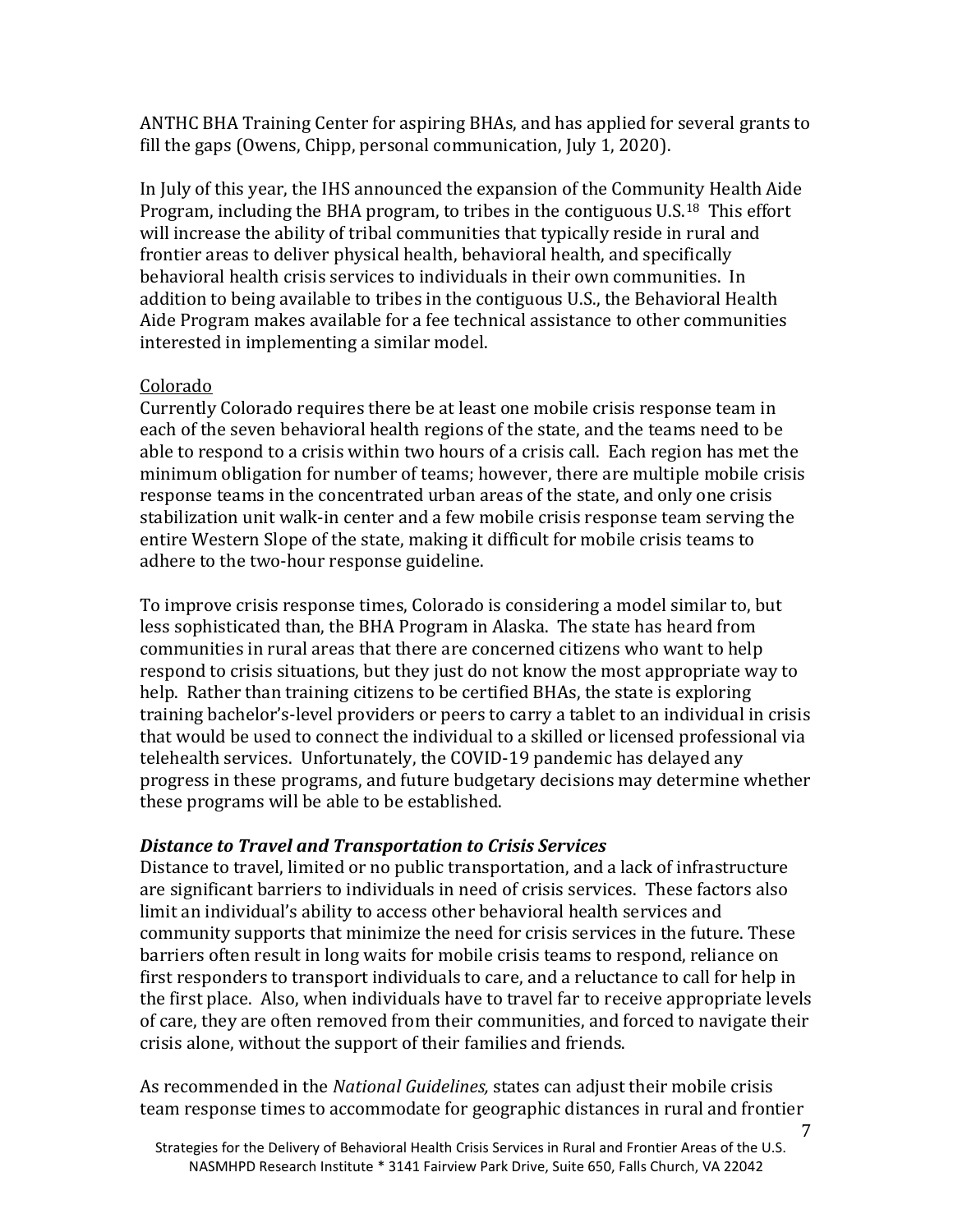ANTHC BHA Training Center for aspiring BHAs, and has applied for several grants to fill the gaps (Owens, Chipp, personal communication, July 1, 2020).

In July of this year, the IHS announced the expansion of the Community Health Aide Program, including the BHA program, to tribes in the contiguous U.S.[18] This effort will increase the ability of tribal communities that typically reside in rural and frontier areas to deliver physical health, behavioral health, and specifically behavioral health crisis services to individuals in their own communities. In addition to being available to tribes in the contiguous U.S., the Behavioral Health Aide Program makes available for a fee technical assistance to other communities interested in implementing a similar model.

Colorado

Currently Colorado requires there be at least one mobile crisis response team in each of the seven behavioral health regions of the state, and the teams need to be able to respond to a crisis within two hours of a crisis call. Each region has met the minimum obligation for number of teams; however, there are multiple mobile crisis response teams in the concentrated urban areas of the state, and only one crisis stabilization unit walk-in center and a few mobile crisis response team serving the entire Western Slope of the state, making it difficult for mobile crisis teams to adhere to the two-hour response guideline.

To improve crisis response times, Colorado is considering a model similar to, but less sophisticated than, the BHA Program in Alaska. The state has heard from communities in rural areas that there are concerned citizens who want to help respond to crisis situations, but they just do not know the most appropriate way to help. Rather than training citizens to be certified BHAs, the state is exploring training bachelor's-level providers or peers to carry a tablet to an individual in crisis that would be used to connect the individual to a skilled or licensed professional via telehealth services. Unfortunately, the COVID-19 pandemic has delayed any progress in these programs, and future budgetary decisions may determine whether these programs will be able to be established.

### *Distance to Travel and Transportation to Crisis Services*

Distance to travel, limited or no public transportation, and a lack of infrastructure are significant barriers to individuals in need of crisis services. These factors also limit an individual's ability to access other behavioral health services and community supports that minimize the need for crisis services in the future. These barriers often result in long waits for mobile crisis teams to respond, reliance on first responders to transport individuals to care, and a reluctance to call for help in the first place. Also, when individuals have to travel far to receive appropriate levels of care, they are often removed from their communities, and forced to navigate their crisis alone, without the support of their families and friends.

As recommended in the *National Guidelines,* states can adjust their mobile crisis team response times to accommodate for geographic distances in rural and frontier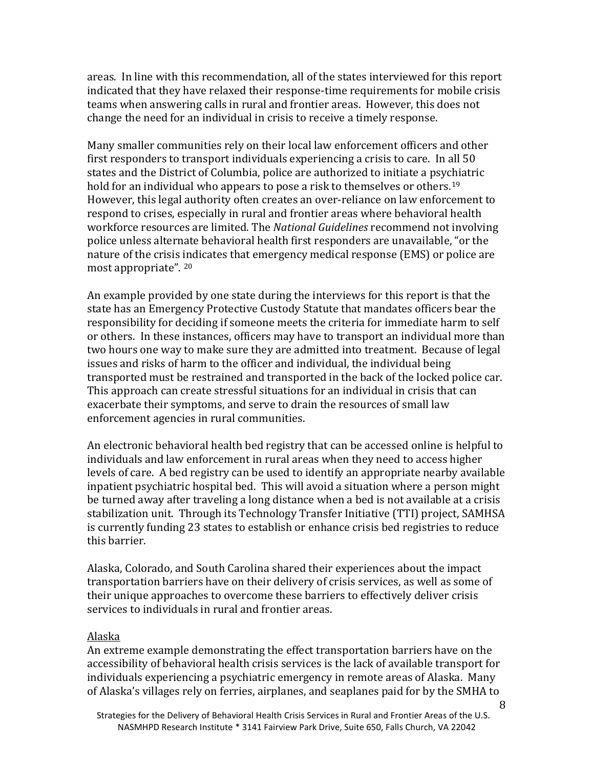areas. In line with this recommendation, all of the states interviewed for this report indicated that they have relaxed their response-time requirements for mobile crisis teams when answering calls in rural and frontier areas. However, this does not change the need for an individual in crisis to receive a timely response.

Many smaller communities rely on their local law enforcement officers and other first responders to transport individuals experiencing a crisis to care. In all 50 states and the District of Columbia, police are authorized to initiate a psychiatric hold for an individual who appears to pose a risk to themselves or others.[19] However, this legal authority often creates an over-reliance on law enforcement to respond to crises, especially in rural and frontier areas where behavioral health workforce resources are limited. The *National Guidelines* recommend not involving police unless alternate behavioral health first responders are unavailable, "or the nature of the crisis indicates that emergency medical response (EMS) or police are most appropriate". [20]

An example provided by one state during the interviews for this report is that the state has an Emergency Protective Custody Statute that mandates officers bear the responsibility for deciding if someone meets the criteria for immediate harm to self or others. In these instances, officers may have to transport an individual more than two hours one way to make sure they are admitted into treatment. Because of legal issues and risks of harm to the officer and individual, the individual being transported must be restrained and transported in the back of the locked police car. This approach can create stressful situations for an individual in crisis that can exacerbate their symptoms, and serve to drain the resources of small law enforcement agencies in rural communities.

An electronic behavioral health bed registry that can be accessed online is helpful to individuals and law enforcement in rural areas when they need to access higher levels of care. A bed registry can be used to identify an appropriate nearby available inpatient psychiatric hospital bed. This will avoid a situation where a person might be turned away after traveling a long distance when a bed is not available at a crisis stabilization unit. Through its Technology Transfer Initiative (TTI) project, SAMHSA is currently funding 23 states to establish or enhance crisis bed registries to reduce this barrier.

Alaska, Colorado, and South Carolina shared their experiences about the impact transportation barriers have on their delivery of crisis services, as well as some of their unique approaches to overcome these barriers to effectively deliver crisis services to individuals in rural and frontier areas.

<u>Alaska</u>

An extreme example demonstrating the effect transportation barriers have on the accessibility of behavioral health crisis services is the lack of available transport for individuals experiencing a psychiatric emergency in remote areas of Alaska. Many of Alaska's villages rely on ferries, airplanes, and seaplanes paid for by the SMHA to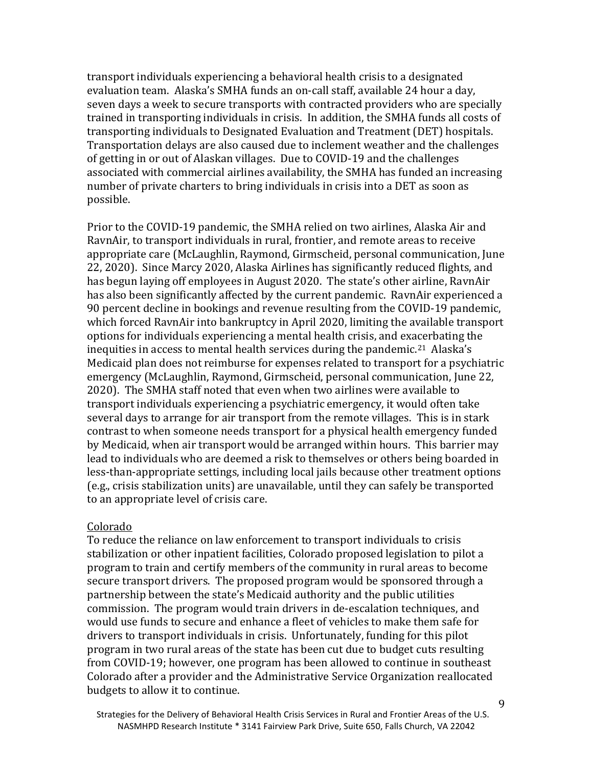transport individuals experiencing a behavioral health crisis to a designated evaluation team. Alaska's SMHA funds an on-call staff, available 24 hour a day, seven days a week to secure transports with contracted providers who are specially trained in transporting individuals in crisis. In addition, the SMHA funds all costs of transporting individuals to Designated Evaluation and Treatment (DET) hospitals. Transportation delays are also caused due to inclement weather and the challenges of getting in or out of Alaskan villages. Due to COVID-19 and the challenges associated with commercial airlines availability, the SMHA has funded an increasing number of private charters to bring individuals in crisis into a DET as soon as possible.

Prior to the COVID-19 pandemic, the SMHA relied on two airlines, Alaska Air and RavnAir, to transport individuals in rural, frontier, and remote areas to receive appropriate care (McLaughlin, Raymond, Girmscheid, personal communication, June 22, 2020). Since Marcy 2020, Alaska Airlines has significantly reduced flights, and has begun laying off employees in August 2020. The state's other airline, RavnAir has also been significantly affected by the current pandemic. RavnAir experienced a 90 percent decline in bookings and revenue resulting from the COVID-19 pandemic, which forced RavnAir into bankruptcy in April 2020, limiting the available transport options for individuals experiencing a mental health crisis, and exacerbating the inequities in access to mental health services during the pandemic.[21] Alaska's Medicaid plan does not reimburse for expenses related to transport for a psychiatric emergency (McLaughlin, Raymond, Girmscheid, personal communication, June 22, 2020). The SMHA staff noted that even when two airlines were available to transport individuals experiencing a psychiatric emergency, it would often take several days to arrange for air transport from the remote villages. This is in stark contrast to when someone needs transport for a physical health emergency funded by Medicaid, when air transport would be arranged within hours. This barrier may lead to individuals who are deemed a risk to themselves or others being boarded in less-than-appropriate settings, including local jails because other treatment options (e.g., crisis stabilization units) are unavailable, until they can safely be transported to an appropriate level of crisis care.

Colorado

To reduce the reliance on law enforcement to transport individuals to crisis stabilization or other inpatient facilities, Colorado proposed legislation to pilot a program to train and certify members of the community in rural areas to become secure transport drivers. The proposed program would be sponsored through a partnership between the state's Medicaid authority and the public utilities commission. The program would train drivers in de-escalation techniques, and would use funds to secure and enhance a fleet of vehicles to make them safe for drivers to transport individuals in crisis. Unfortunately, funding for this pilot program in two rural areas of the state has been cut due to budget cuts resulting from COVID-19; however, one program has been allowed to continue in southeast Colorado after a provider and the Administrative Service Organization reallocated budgets to allow it to continue.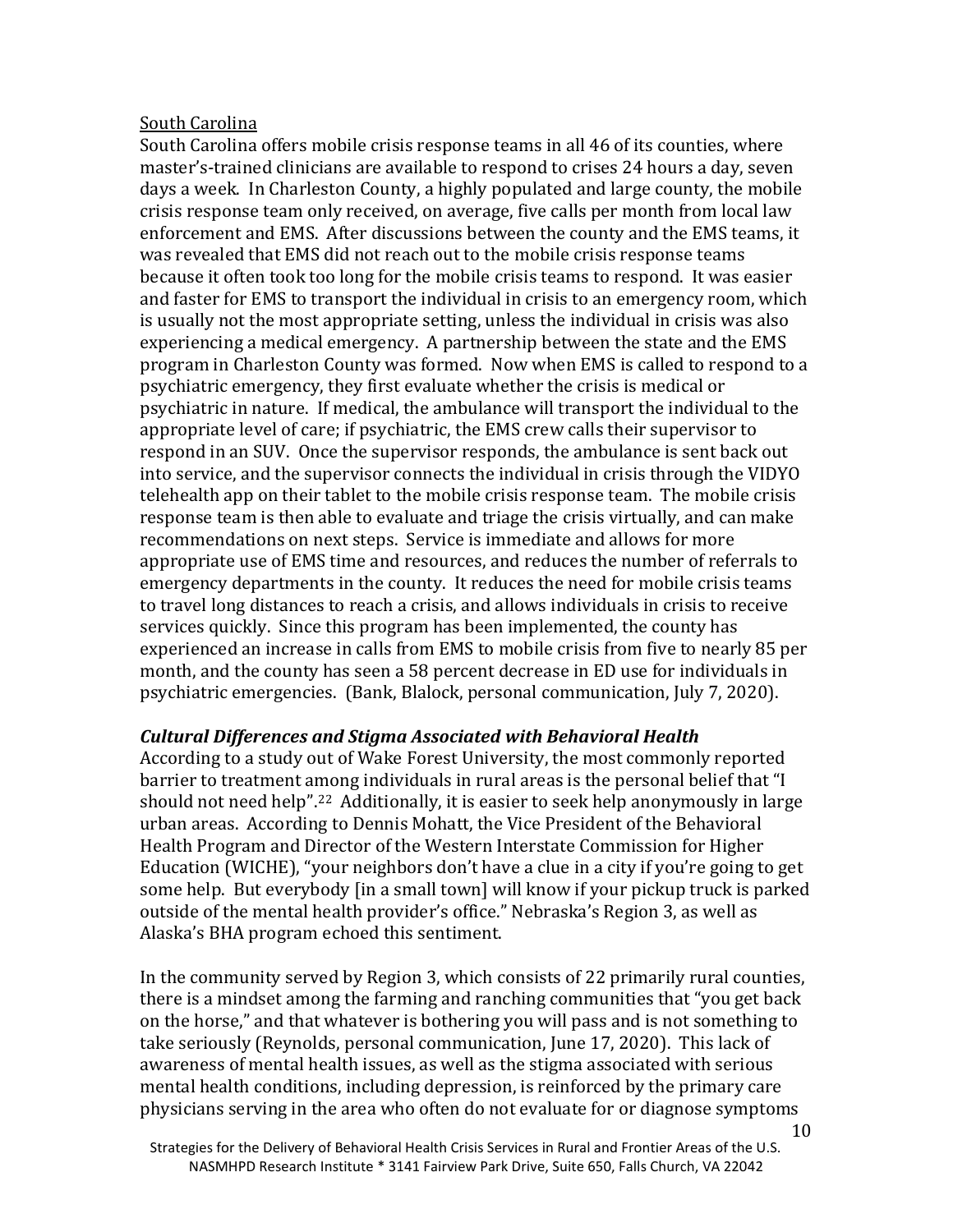South Carolina

South Carolina offers mobile crisis response teams in all 46 of its counties, where master's-trained clinicians are available to respond to crises 24 hours a day, seven days a week. In Charleston County, a highly populated and large county, the mobile crisis response team only received, on average, five calls per month from local law enforcement and EMS. After discussions between the county and the EMS teams, it was revealed that EMS did not reach out to the mobile crisis response teams because it often took too long for the mobile crisis teams to respond. It was easier and faster for EMS to transport the individual in crisis to an emergency room, which is usually not the most appropriate setting, unless the individual in crisis was also experiencing a medical emergency. A partnership between the state and the EMS program in Charleston County was formed. Now when EMS is called to respond to a psychiatric emergency, they first evaluate whether the crisis is medical or psychiatric in nature. If medical, the ambulance will transport the individual to the appropriate level of care; if psychiatric, the EMS crew calls their supervisor to respond in an SUV. Once the supervisor responds, the ambulance is sent back out into service, and the supervisor connects the individual in crisis through the VIDYO telehealth app on their tablet to the mobile crisis response team. The mobile crisis response team is then able to evaluate and triage the crisis virtually, and can make recommendations on next steps. Service is immediate and allows for more appropriate use of EMS time and resources, and reduces the number of referrals to emergency departments in the county. It reduces the need for mobile crisis teams to travel long distances to reach a crisis, and allows individuals in crisis to receive services quickly. Since this program has been implemented, the county has experienced an increase in calls from EMS to mobile crisis from five to nearly 85 per month, and the county has seen a 58 percent decrease in ED use for individuals in psychiatric emergencies. (Bank, Blalock, personal communication, July 7, 2020).

### *Cultural Differences and Stigma Associated with Behavioral Health*

According to a study out of Wake Forest University, the most commonly reported barrier to treatment among individuals in rural areas is the personal belief that "I should not need help".[22] Additionally, it is easier to seek help anonymously in large urban areas. According to Dennis Mohatt, the Vice President of the Behavioral Health Program and Director of the Western Interstate Commission for Higher Education (WICHE), "your neighbors don't have a clue in a city if you're going to get some help. But everybody [in a small town] will know if your pickup truck is parked outside of the mental health provider's office." Nebraska's Region 3, as well as Alaska's BHA program echoed this sentiment.

In the community served by Region 3, which consists of 22 primarily rural counties, there is a mindset among the farming and ranching communities that "you get back on the horse," and that whatever is bothering you will pass and is not something to take seriously (Reynolds, personal communication, June 17, 2020). This lack of awareness of mental health issues, as well as the stigma associated with serious mental health conditions, including depression, is reinforced by the primary care physicians serving in the area who often do not evaluate for or diagnose symptoms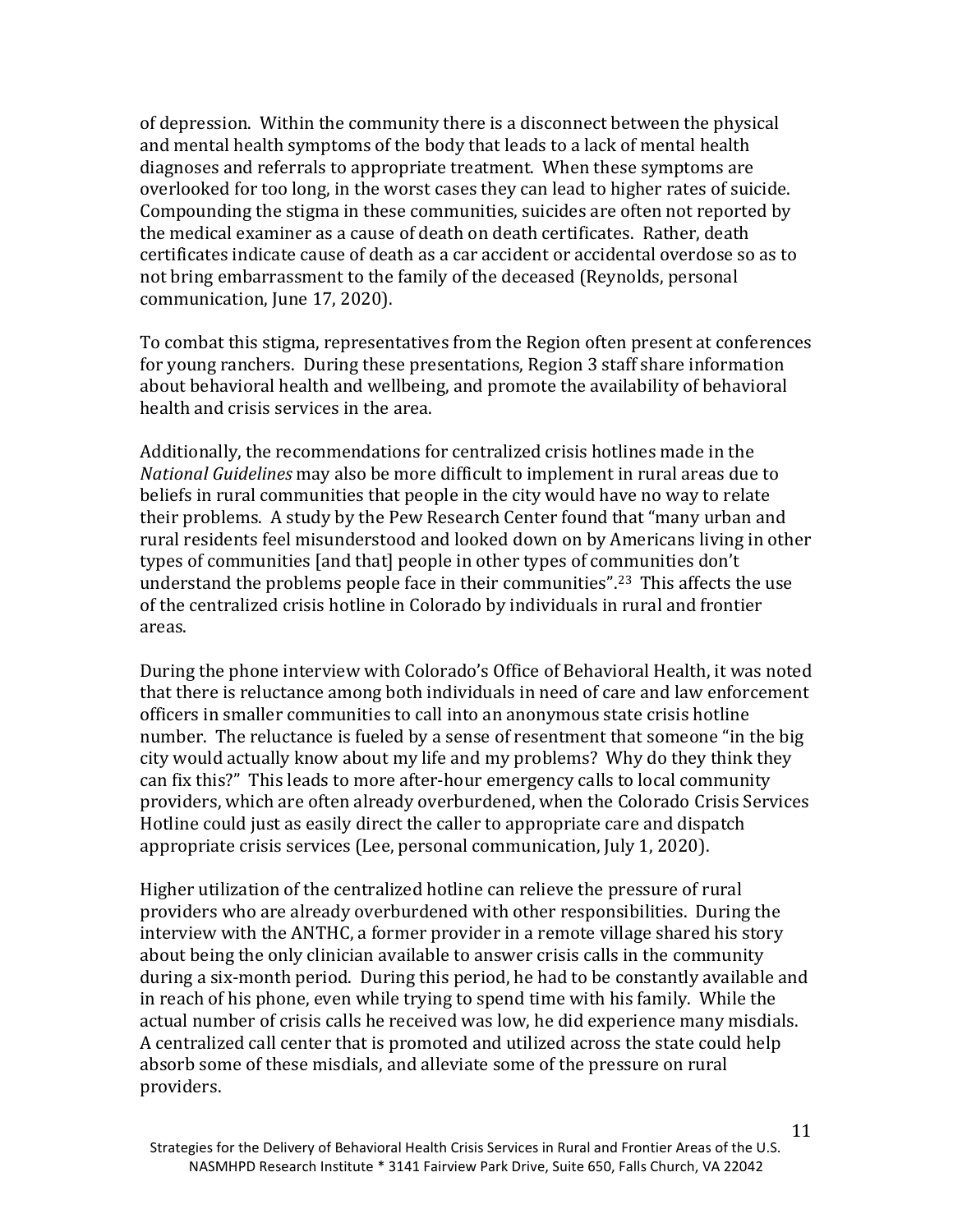of depression. Within the community there is a disconnect between the physical and mental health symptoms of the body that leads to a lack of mental health diagnoses and referrals to appropriate treatment. When these symptoms are overlooked for too long, in the worst cases they can lead to higher rates of suicide. Compounding the stigma in these communities, suicides are often not reported by the medical examiner as a cause of death on death certificates. Rather, death certificates indicate cause of death as a car accident or accidental overdose so as to not bring embarrassment to the family of the deceased (Reynolds, personal communication, June 17, 2020).

To combat this stigma, representatives from the Region often present at conferences for young ranchers. During these presentations, Region 3 staff share information about behavioral health and wellbeing, and promote the availability of behavioral health and crisis services in the area.

Additionally, the recommendations for centralized crisis hotlines made in the *National Guidelines* may also be more difficult to implement in rural areas due to beliefs in rural communities that people in the city would have no way to relate their problems. A study by the Pew Research Center found that "many urban and rural residents feel misunderstood and looked down on by Americans living in other types of communities [and that] people in other types of communities don't understand the problems people face in their communities".[23] This affects the use of the centralized crisis hotline in Colorado by individuals in rural and frontier areas.

During the phone interview with Colorado's Office of Behavioral Health, it was noted that there is reluctance among both individuals in need of care and law enforcement officers in smaller communities to call into an anonymous state crisis hotline number. The reluctance is fueled by a sense of resentment that someone "in the big city would actually know about my life and my problems? Why do they think they can fix this?" This leads to more after-hour emergency calls to local community providers, which are often already overburdened, when the Colorado Crisis Services Hotline could just as easily direct the caller to appropriate care and dispatch appropriate crisis services (Lee, personal communication, July 1, 2020).

Higher utilization of the centralized hotline can relieve the pressure of rural providers who are already overburdened with other responsibilities. During the interview with the ANTHC, a former provider in a remote village shared his story about being the only clinician available to answer crisis calls in the community during a six-month period. During this period, he had to be constantly available and in reach of his phone, even while trying to spend time with his family. While the actual number of crisis calls he received was low, he did experience many misdials. A centralized call center that is promoted and utilized across the state could help absorb some of these misdials, and alleviate some of the pressure on rural providers.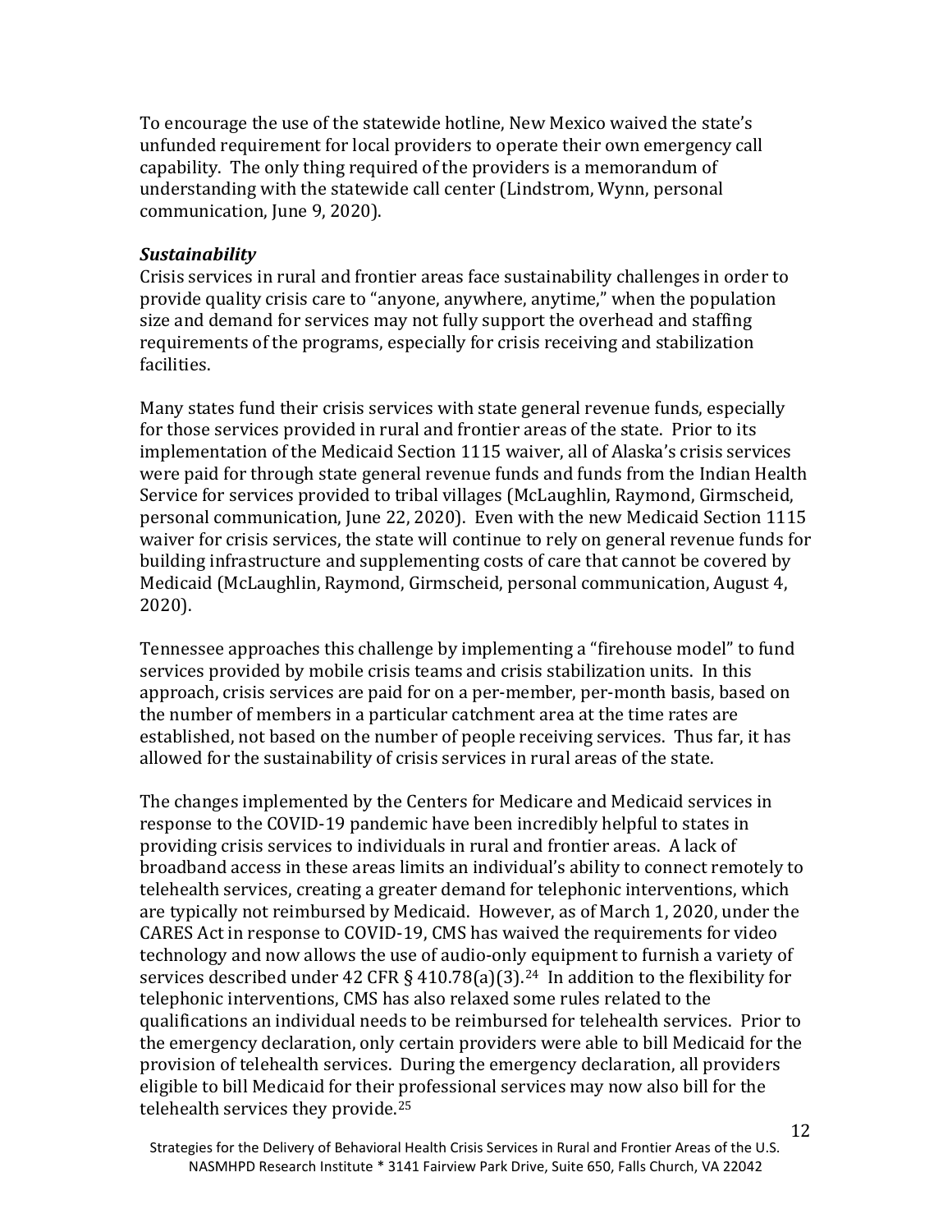To encourage the use of the statewide hotline, New Mexico waived the state's unfunded requirement for local providers to operate their own emergency call capability. The only thing required of the providers is a memorandum of understanding with the statewide call center (Lindstrom, Wynn, personal communication, June 9, 2020).

***Sustainability***

Crisis services in rural and frontier areas face sustainability challenges in order to provide quality crisis care to "anyone, anywhere, anytime," when the population size and demand for services may not fully support the overhead and staffing requirements of the programs, especially for crisis receiving and stabilization facilities.

Many states fund their crisis services with state general revenue funds, especially for those services provided in rural and frontier areas of the state. Prior to its implementation of the Medicaid Section 1115 waiver, all of Alaska's crisis services were paid for through state general revenue funds and funds from the Indian Health Service for services provided to tribal villages (McLaughlin, Raymond, Girmscheid, personal communication, June 22, 2020). Even with the new Medicaid Section 1115 waiver for crisis services, the state will continue to rely on general revenue funds for building infrastructure and supplementing costs of care that cannot be covered by Medicaid (McLaughlin, Raymond, Girmscheid, personal communication, August 4, 2020).

Tennessee approaches this challenge by implementing a "firehouse model" to fund services provided by mobile crisis teams and crisis stabilization units. In this approach, crisis services are paid for on a per-member, per-month basis, based on the number of members in a particular catchment area at the time rates are established, not based on the number of people receiving services. Thus far, it has allowed for the sustainability of crisis services in rural areas of the state.

The changes implemented by the Centers for Medicare and Medicaid services in response to the COVID-19 pandemic have been incredibly helpful to states in providing crisis services to individuals in rural and frontier areas. A lack of broadband access in these areas limits an individual's ability to connect remotely to telehealth services, creating a greater demand for telephonic interventions, which are typically not reimbursed by Medicaid. However, as of March 1, 2020, under the CARES Act in response to COVID-19, CMS has waived the requirements for video technology and now allows the use of audio-only equipment to furnish a variety of services described under 42 CFR § 410.78(a)(3).[24] In addition to the flexibility for telephonic interventions, CMS has also relaxed some rules related to the qualifications an individual needs to be reimbursed for telehealth services. Prior to the emergency declaration, only certain providers were able to bill Medicaid for the provision of telehealth services. During the emergency declaration, all providers eligible to bill Medicaid for their professional services may now also bill for the telehealth services they provide.[25]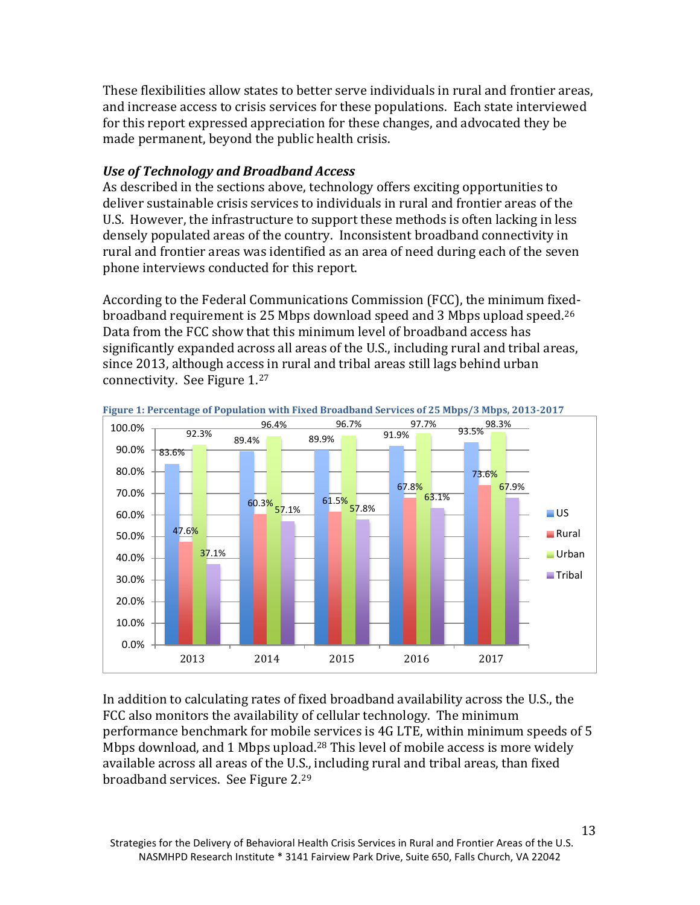These flexibilities allow states to better serve individuals in rural and frontier areas, and increase access to crisis services for these populations. Each state interviewed for this report expressed appreciation for these changes, and advocated they be made permanent, beyond the public health crisis.

### *Use of Technology and Broadband Access*

As described in the sections above, technology offers exciting opportunities to deliver sustainable crisis services to individuals in rural and frontier areas of the U.S. However, the infrastructure to support these methods is often lacking in less densely populated areas of the country. Inconsistent broadband connectivity in rural and frontier areas was identified as an area of need during each of the seven phone interviews conducted for this report.

According to the Federal Communications Commission (FCC), the minimum fixed-broadband requirement is 25 Mbps download speed and 3 Mbps upload speed.[26] Data from the FCC show that this minimum level of broadband access has significantly expanded across all areas of the U.S., including rural and tribal areas, since 2013, although access in rural and tribal areas still lags behind urban connectivity. See Figure 1.[27]

**Figure 1: Percentage of Population with Fixed Broadband Services of 25 Mbps/3 Mbps, 2013-2017**

| Year | US | Rural | Urban | Tribal |
|---|---|---|---|---|
| 2013 | 83.6% | 47.6% | 92.3% | 37.1% |
| 2014 | 89.4% | 60.3% | 96.4% | 57.1% |
| 2015 | 89.9% | 61.5% | 96.7% | 57.8% |
| 2016 | 91.9% | 67.8% | 97.7% | 63.1% |
| 2017 | 93.5% | 73.6% | 98.3% | 67.9% |

In addition to calculating rates of fixed broadband availability across the U.S., the FCC also monitors the availability of cellular technology. The minimum performance benchmark for mobile services is 4G LTE, within minimum speeds of 5 Mbps download, and 1 Mbps upload.[28] This level of mobile access is more widely available across all areas of the U.S., including rural and tribal areas, than fixed broadband services. See Figure 2.[29]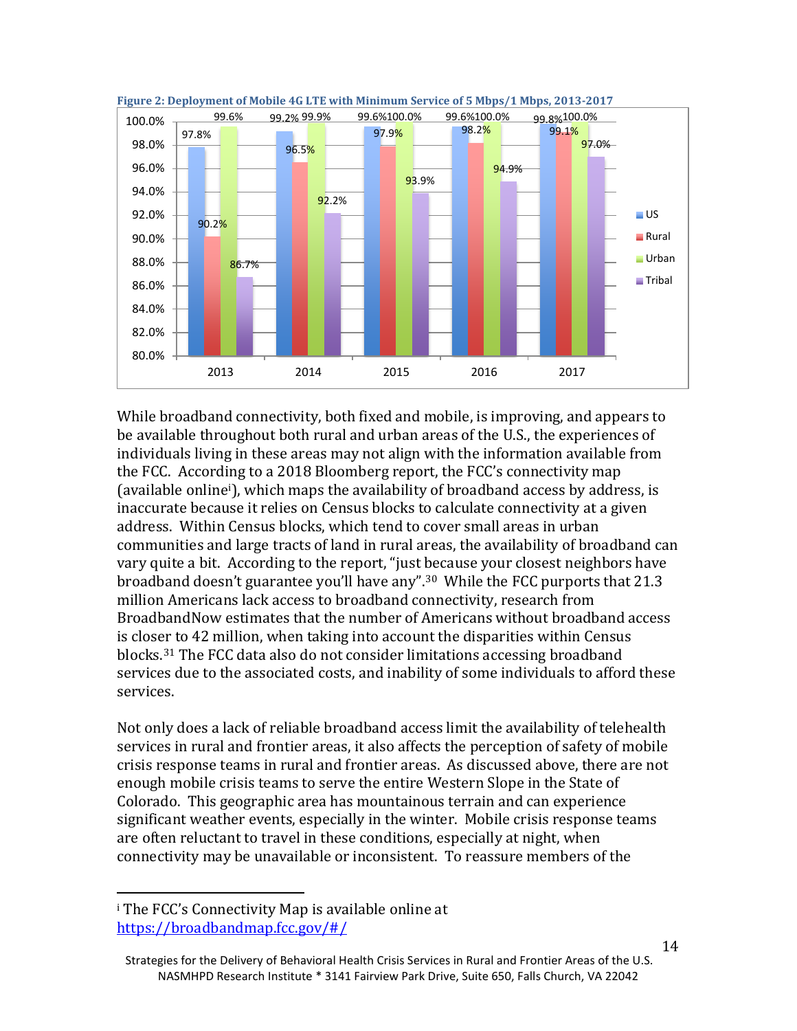**Figure 2: Deployment of Mobile 4G LTE with Minimum Service of 5 Mbps/1 Mbps, 2013-2017**

| Year | US | Rural | Urban | Tribal |
|---|---|---|---|---|
| 2013 | 97.8% | 90.2% | 99.6% | 86.7% |
| 2014 | 99.2% | 96.5% | 99.9% | 92.2% |
| 2015 | 99.6% | 97.9% | 100.0% | 93.9% |
| 2016 | 99.6% | 98.2% | 100.0% | 94.9% |
| 2017 | 99.8% | 99.1% | 100.0% | 97.0% |

While broadband connectivity, both fixed and mobile, is improving, and appears to be available throughout both rural and urban areas of the U.S., the experiences of individuals living in these areas may not align with the information available from the FCC. According to a 2018 Bloomberg report, the FCC's connectivity map (available online[i]), which maps the availability of broadband access by address, is inaccurate because it relies on Census blocks to calculate connectivity at a given address. Within Census blocks, which tend to cover small areas in urban communities and large tracts of land in rural areas, the availability of broadband can vary quite a bit. According to the report, "just because your closest neighbors have broadband doesn't guarantee you'll have any".[30] While the FCC purports that 21.3 million Americans lack access to broadband connectivity, research from BroadbandNow estimates that the number of Americans without broadband access is closer to 42 million, when taking into account the disparities within Census blocks.[31] The FCC data also do not consider limitations accessing broadband services due to the associated costs, and inability of some individuals to afford these services.

Not only does a lack of reliable broadband access limit the availability of telehealth services in rural and frontier areas, it also affects the perception of safety of mobile crisis response teams in rural and frontier areas. As discussed above, there are not enough mobile crisis teams to serve the entire Western Slope in the State of Colorado. This geographic area has mountainous terrain and can experience significant weather events, especially in the winter. Mobile crisis response teams are often reluctant to travel in these conditions, especially at night, when connectivity may be unavailable or inconsistent. To reassure members of the

---

[i] The FCC's Connectivity Map is available online at https://broadbandmap.fcc.gov/#/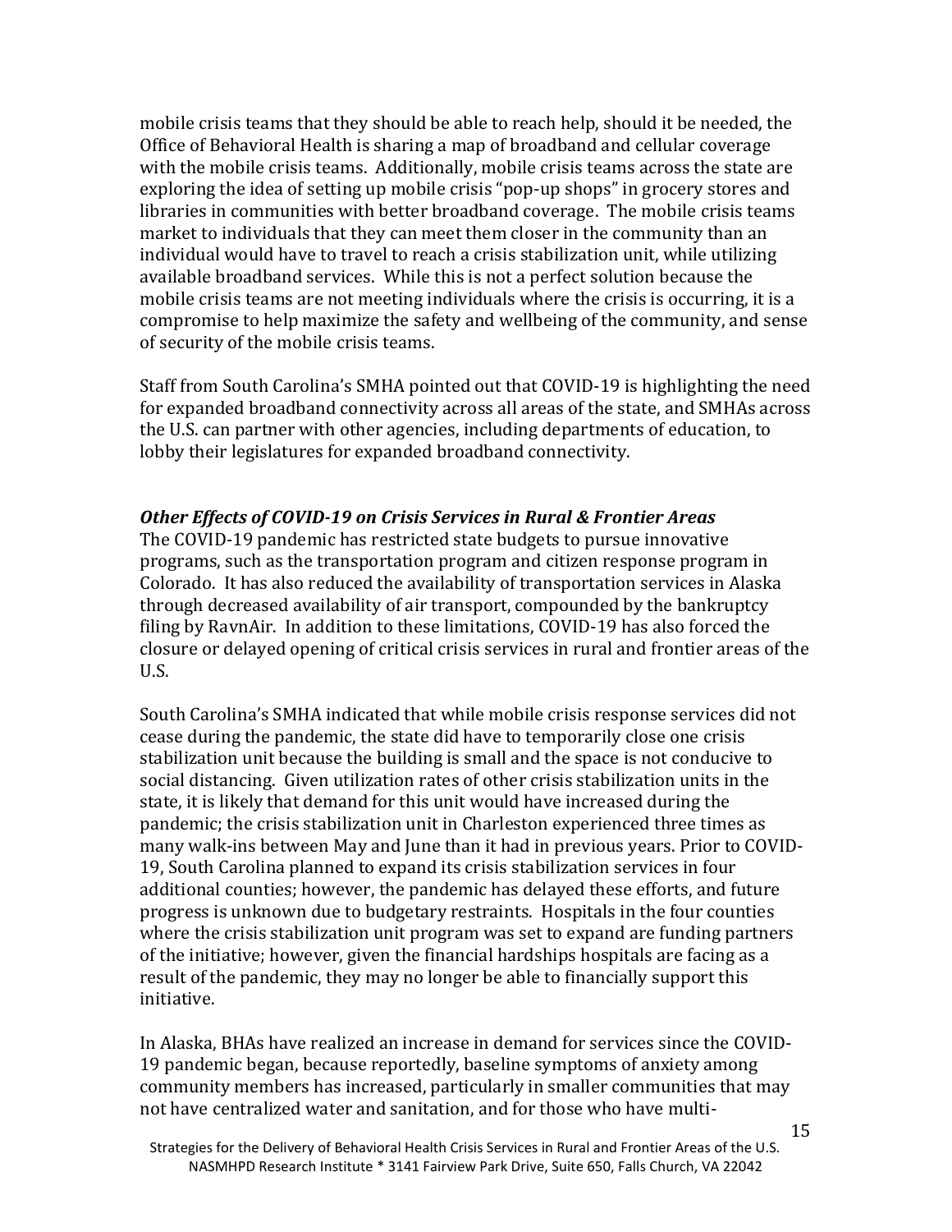mobile crisis teams that they should be able to reach help, should it be needed, the Office of Behavioral Health is sharing a map of broadband and cellular coverage with the mobile crisis teams. Additionally, mobile crisis teams across the state are exploring the idea of setting up mobile crisis "pop-up shops" in grocery stores and libraries in communities with better broadband coverage. The mobile crisis teams market to individuals that they can meet them closer in the community than an individual would have to travel to reach a crisis stabilization unit, while utilizing available broadband services. While this is not a perfect solution because the mobile crisis teams are not meeting individuals where the crisis is occurring, it is a compromise to help maximize the safety and wellbeing of the community, and sense of security of the mobile crisis teams.

Staff from South Carolina's SMHA pointed out that COVID-19 is highlighting the need for expanded broadband connectivity across all areas of the state, and SMHAs across the U.S. can partner with other agencies, including departments of education, to lobby their legislatures for expanded broadband connectivity.

### *Other Effects of COVID-19 on Crisis Services in Rural & Frontier Areas*

The COVID-19 pandemic has restricted state budgets to pursue innovative programs, such as the transportation program and citizen response program in Colorado. It has also reduced the availability of transportation services in Alaska through decreased availability of air transport, compounded by the bankruptcy filing by RavnAir. In addition to these limitations, COVID-19 has also forced the closure or delayed opening of critical crisis services in rural and frontier areas of the U.S.

South Carolina's SMHA indicated that while mobile crisis response services did not cease during the pandemic, the state did have to temporarily close one crisis stabilization unit because the building is small and the space is not conducive to social distancing. Given utilization rates of other crisis stabilization units in the state, it is likely that demand for this unit would have increased during the pandemic; the crisis stabilization unit in Charleston experienced three times as many walk-ins between May and June than it had in previous years. Prior to COVID-19, South Carolina planned to expand its crisis stabilization services in four additional counties; however, the pandemic has delayed these efforts, and future progress is unknown due to budgetary restraints. Hospitals in the four counties where the crisis stabilization unit program was set to expand are funding partners of the initiative; however, given the financial hardships hospitals are facing as a result of the pandemic, they may no longer be able to financially support this initiative.

In Alaska, BHAs have realized an increase in demand for services since the COVID-19 pandemic began, because reportedly, baseline symptoms of anxiety among community members has increased, particularly in smaller communities that may not have centralized water and sanitation, and for those who have multi-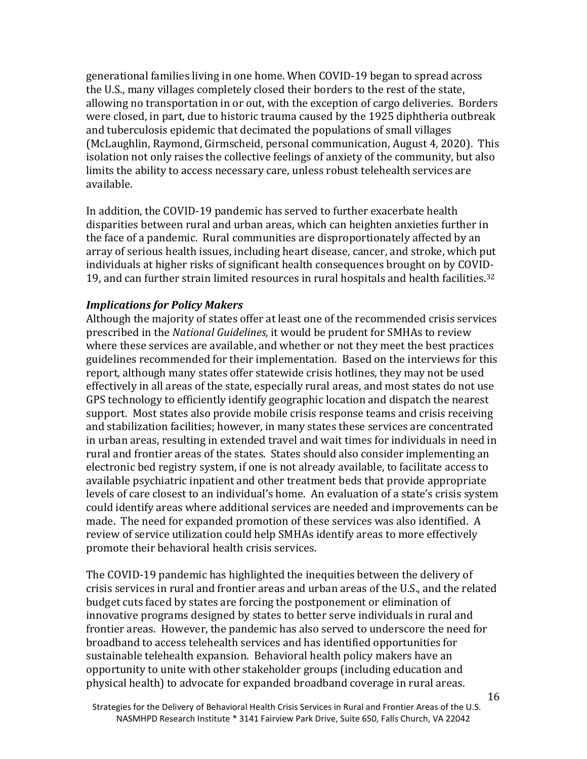generational families living in one home. When COVID-19 began to spread across the U.S., many villages completely closed their borders to the rest of the state, allowing no transportation in or out, with the exception of cargo deliveries. Borders were closed, in part, due to historic trauma caused by the 1925 diphtheria outbreak and tuberculosis epidemic that decimated the populations of small villages (McLaughlin, Raymond, Girmscheid, personal communication, August 4, 2020). This isolation not only raises the collective feelings of anxiety of the community, but also limits the ability to access necessary care, unless robust telehealth services are available.

In addition, the COVID-19 pandemic has served to further exacerbate health disparities between rural and urban areas, which can heighten anxieties further in the face of a pandemic. Rural communities are disproportionately affected by an array of serious health issues, including heart disease, cancer, and stroke, which put individuals at higher risks of significant health consequences brought on by COVID-19, and can further strain limited resources in rural hospitals and health facilities.[32]

### *Implications for Policy Makers*

Although the majority of states offer at least one of the recommended crisis services prescribed in the *National Guidelines,* it would be prudent for SMHAs to review where these services are available, and whether or not they meet the best practices guidelines recommended for their implementation. Based on the interviews for this report, although many states offer statewide crisis hotlines, they may not be used effectively in all areas of the state, especially rural areas, and most states do not use GPS technology to efficiently identify geographic location and dispatch the nearest support. Most states also provide mobile crisis response teams and crisis receiving and stabilization facilities; however, in many states these services are concentrated in urban areas, resulting in extended travel and wait times for individuals in need in rural and frontier areas of the states. States should also consider implementing an electronic bed registry system, if one is not already available, to facilitate access to available psychiatric inpatient and other treatment beds that provide appropriate levels of care closest to an individual's home. An evaluation of a state's crisis system could identify areas where additional services are needed and improvements can be made. The need for expanded promotion of these services was also identified. A review of service utilization could help SMHAs identify areas to more effectively promote their behavioral health crisis services.

The COVID-19 pandemic has highlighted the inequities between the delivery of crisis services in rural and frontier areas and urban areas of the U.S., and the related budget cuts faced by states are forcing the postponement or elimination of innovative programs designed by states to better serve individuals in rural and frontier areas. However, the pandemic has also served to underscore the need for broadband to access telehealth services and has identified opportunities for sustainable telehealth expansion. Behavioral health policy makers have an opportunity to unite with other stakeholder groups (including education and physical health) to advocate for expanded broadband coverage in rural areas.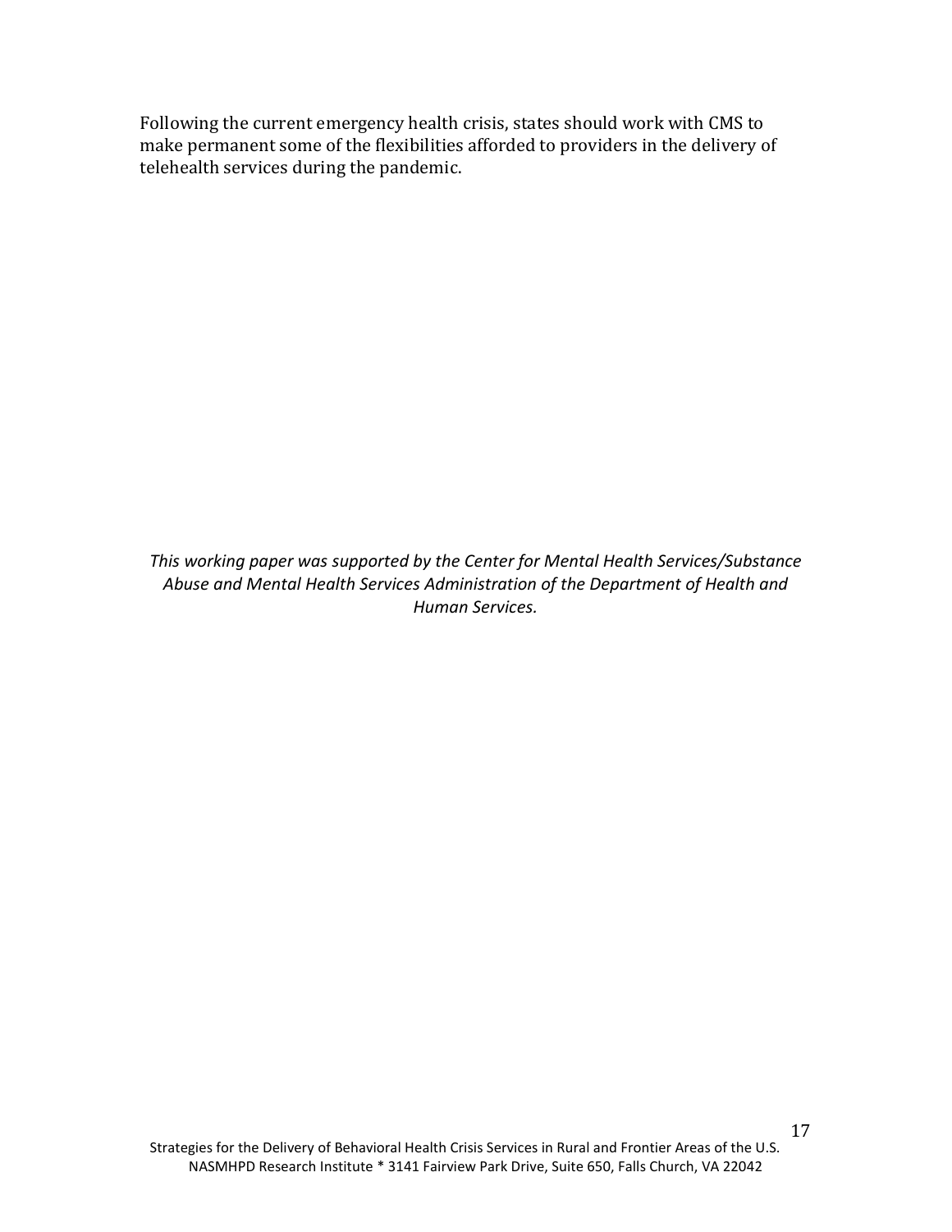Following the current emergency health crisis, states should work with CMS to make permanent some of the flexibilities afforded to providers in the delivery of telehealth services during the pandemic.

*This working paper was supported by the Center for Mental Health Services/Substance Abuse and Mental Health Services Administration of the Department of Health and Human Services.*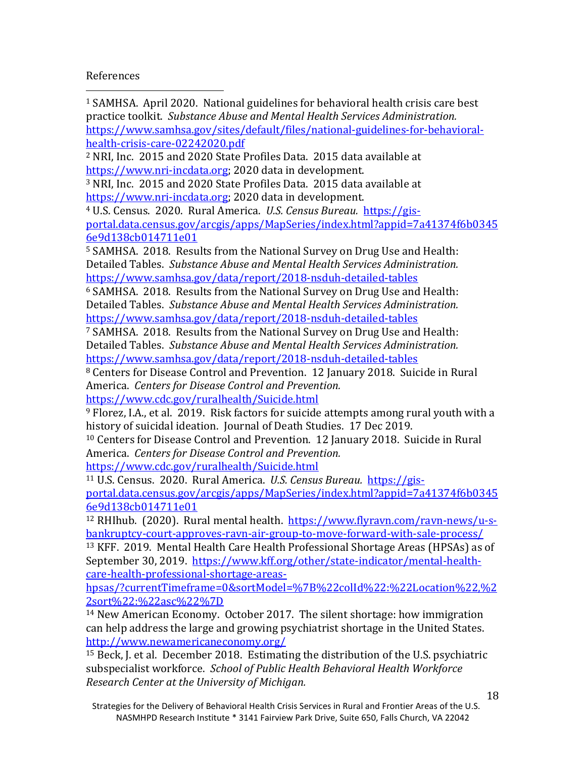References

[1] SAMHSA. April 2020. National guidelines for behavioral health crisis care best practice toolkit. *Substance Abuse and Mental Health Services Administration.* https://www.samhsa.gov/sites/default/files/national-guidelines-for-behavioral-health-crisis-care-02242020.pdf

[2] NRI, Inc. 2015 and 2020 State Profiles Data. 2015 data available at https://www.nri-incdata.org; 2020 data in development.

[3] NRI, Inc. 2015 and 2020 State Profiles Data. 2015 data available at https://www.nri-incdata.org; 2020 data in development.

[4] U.S. Census. 2020. Rural America. *U.S. Census Bureau.* https://gis-portal.data.census.gov/arcgis/apps/MapSeries/index.html?appid=7a41374f6b03456e9d138cb014711e01

[5] SAMHSA. 2018. Results from the National Survey on Drug Use and Health: Detailed Tables. *Substance Abuse and Mental Health Services Administration.* https://www.samhsa.gov/data/report/2018-nsduh-detailed-tables

[6] SAMHSA. 2018. Results from the National Survey on Drug Use and Health: Detailed Tables. *Substance Abuse and Mental Health Services Administration.* https://www.samhsa.gov/data/report/2018-nsduh-detailed-tables

[7] SAMHSA. 2018. Results from the National Survey on Drug Use and Health: Detailed Tables. *Substance Abuse and Mental Health Services Administration.* https://www.samhsa.gov/data/report/2018-nsduh-detailed-tables

[8] Centers for Disease Control and Prevention. 12 January 2018. Suicide in Rural America. *Centers for Disease Control and Prevention.* https://www.cdc.gov/ruralhealth/Suicide.html

[9] Florez, I.A., et al. 2019. Risk factors for suicide attempts among rural youth with a history of suicidal ideation. Journal of Death Studies. 17 Dec 2019.

[10] Centers for Disease Control and Prevention. 12 January 2018. Suicide in Rural America. *Centers for Disease Control and Prevention.* https://www.cdc.gov/ruralhealth/Suicide.html

[11] U.S. Census. 2020. Rural America. *U.S. Census Bureau.* https://gis-portal.data.census.gov/arcgis/apps/MapSeries/index.html?appid=7a41374f6b03456e9d138cb014711e01

[12] RHIhub. (2020). Rural mental health. https://www.flyravn.com/ravn-news/u-s-bankruptcy-court-approves-ravn-air-group-to-move-forward-with-sale-process/

[13] KFF. 2019. Mental Health Care Health Professional Shortage Areas (HPSAs) as of September 30, 2019. https://www.kff.org/other/state-indicator/mental-health-care-health-professional-shortage-areas-hpsas/?currentTimeframe=0&sortModel=%7B%22colId%22:%22Location%22,%22sort%22:%22asc%22%7D

[14] New American Economy. October 2017. The silent shortage: how immigration can help address the large and growing psychiatrist shortage in the United States. http://www.newamericaneconomy.org/

[15] Beck, J. et al. December 2018. Estimating the distribution of the U.S. psychiatric subspecialist workforce. *School of Public Health Behavioral Health Workforce Research Center at the University of Michigan.*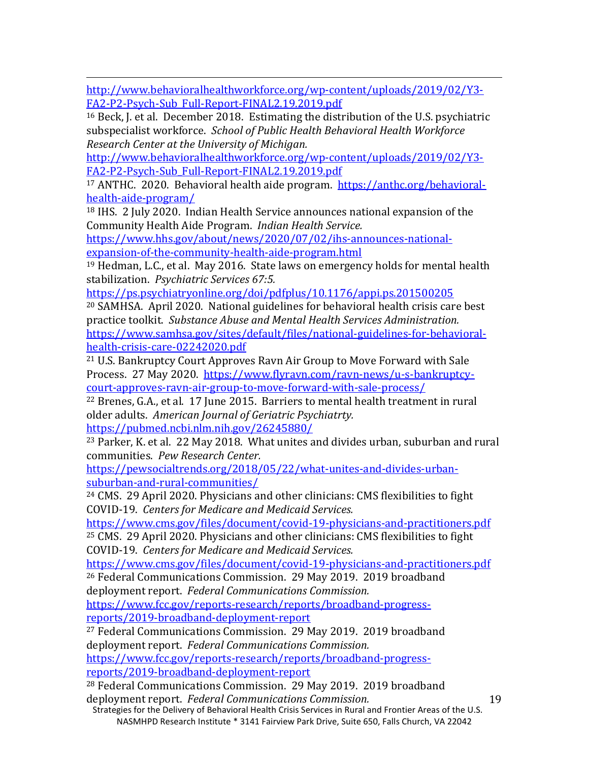http://www.behavioralhealthworkforce.org/wp-content/uploads/2019/02/Y3-FA2-P2-Psych-Sub_Full-Report-FINAL2.19.2019.pdf

[16] Beck, J. et al. December 2018. Estimating the distribution of the U.S. psychiatric subspecialist workforce. *School of Public Health Behavioral Health Workforce Research Center at the University of Michigan.* http://www.behavioralhealthworkforce.org/wp-content/uploads/2019/02/Y3-FA2-P2-Psych-Sub_Full-Report-FINAL2.19.2019.pdf

[17] ANTHC. 2020. Behavioral health aide program. https://anthc.org/behavioral-health-aide-program/

[18] IHS. 2 July 2020. Indian Health Service announces national expansion of the Community Health Aide Program. *Indian Health Service.* https://www.hhs.gov/about/news/2020/07/02/ihs-announces-national-expansion-of-the-community-health-aide-program.html

[19] Hedman, L.C., et al. May 2016. State laws on emergency holds for mental health stabilization. *Psychiatric Services 67:5.* https://ps.psychiatryonline.org/doi/pdfplus/10.1176/appi.ps.201500205

[20] SAMHSA. April 2020. National guidelines for behavioral health crisis care best practice toolkit. *Substance Abuse and Mental Health Services Administration.* https://www.samhsa.gov/sites/default/files/national-guidelines-for-behavioral-health-crisis-care-02242020.pdf

[21] U.S. Bankruptcy Court Approves Ravn Air Group to Move Forward with Sale Process. 27 May 2020. https://www.flyravn.com/ravn-news/u-s-bankruptcy-court-approves-ravn-air-group-to-move-forward-with-sale-process/

[22] Brenes, G.A., et al. 17 June 2015. Barriers to mental health treatment in rural older adults. *American Journal of Geriatric Psychiatrty.* https://pubmed.ncbi.nlm.nih.gov/26245880/

[23] Parker, K. et al. 22 May 2018. What unites and divides urban, suburban and rural communities. *Pew Research Center.* https://pewsocialtrends.org/2018/05/22/what-unites-and-divides-urban-suburban-and-rural-communities/

[24] CMS. 29 April 2020. Physicians and other clinicians: CMS flexibilities to fight COVID-19. *Centers for Medicare and Medicaid Services.* https://www.cms.gov/files/document/covid-19-physicians-and-practitioners.pdf

[25] CMS. 29 April 2020. Physicians and other clinicians: CMS flexibilities to fight COVID-19. *Centers for Medicare and Medicaid Services.* https://www.cms.gov/files/document/covid-19-physicians-and-practitioners.pdf

[26] Federal Communications Commission. 29 May 2019. 2019 broadband deployment report. *Federal Communications Commission.* https://www.fcc.gov/reports-research/reports/broadband-progress-reports/2019-broadband-deployment-report

[27] Federal Communications Commission. 29 May 2019. 2019 broadband deployment report. *Federal Communications Commission.* https://www.fcc.gov/reports-research/reports/broadband-progress-reports/2019-broadband-deployment-report

[28] Federal Communications Commission. 29 May 2019. 2019 broadband deployment report. *Federal Communications Commission.*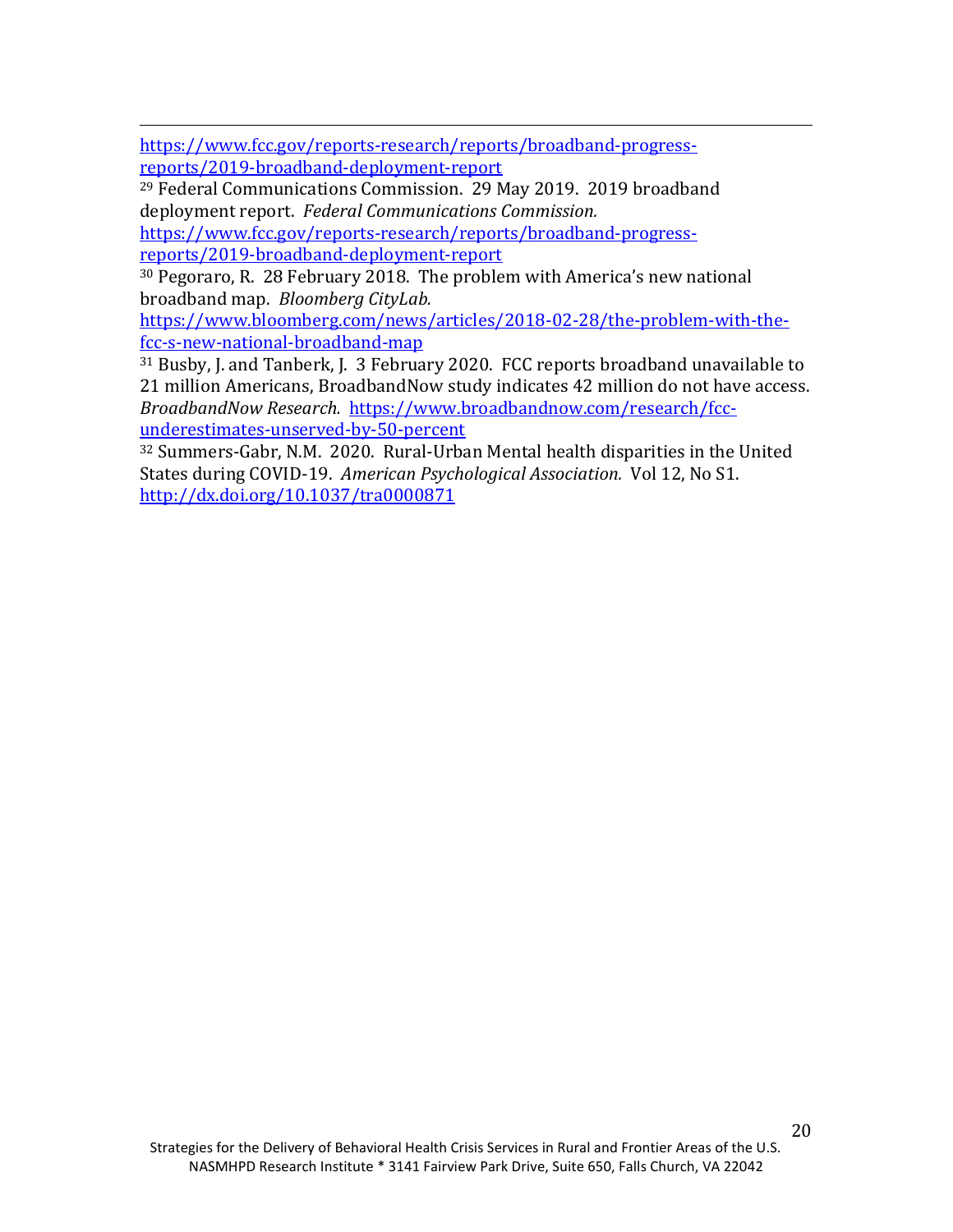https://www.fcc.gov/reports-research/reports/broadband-progress-reports/2019-broadband-deployment-report

[29] Federal Communications Commission. 29 May 2019. 2019 broadband deployment report. *Federal Communications Commission.* https://www.fcc.gov/reports-research/reports/broadband-progress-reports/2019-broadband-deployment-report

[30] Pegoraro, R. 28 February 2018. The problem with America's new national broadband map. *Bloomberg CityLab.* https://www.bloomberg.com/news/articles/2018-02-28/the-problem-with-the-fcc-s-new-national-broadband-map

[31] Busby, J. and Tanberk, J. 3 February 2020. FCC reports broadband unavailable to 21 million Americans, BroadbandNow study indicates 42 million do not have access. *BroadbandNow Research.* https://www.broadbandnow.com/research/fcc-underestimates-unserved-by-50-percent

[32] Summers-Gabr, N.M. 2020. Rural-Urban Mental health disparities in the United States during COVID-19. *American Psychological Association.* Vol 12, No S1. http://dx.doi.org/10.1037/tra0000871